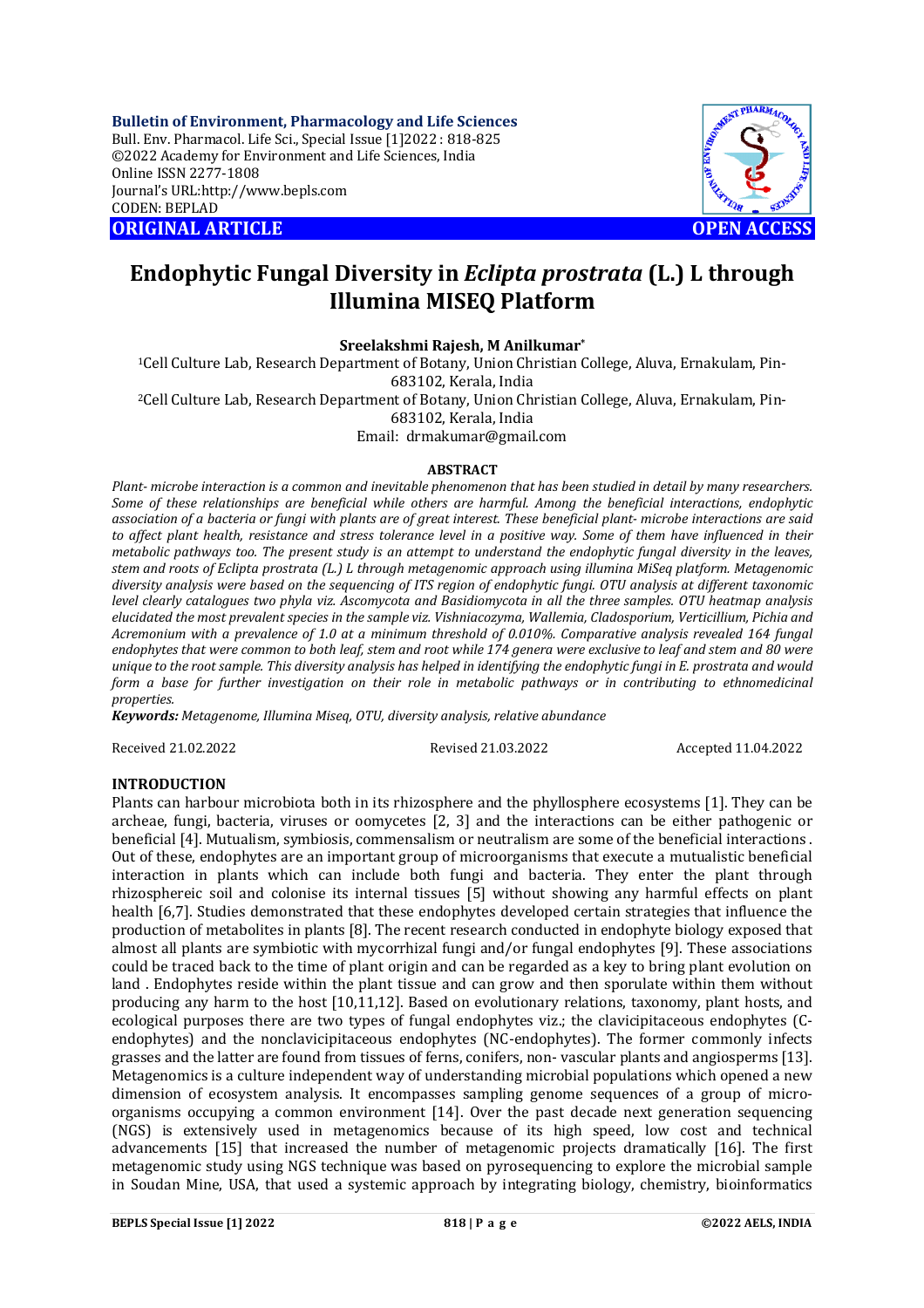**Bulletin of Environment, Pharmacology and Life Sciences**
Bull. Env. Pharmacol. Life Sci., Special Issue [1]2022 : 818-825
©2022 Academy for Environment and Life Sciences, India
Online ISSN 2277-1808
Journal's URL:http://www.bepls.com
CODEN: BEPLAD

**ORIGINAL ARTICLE** **OPEN ACCESS**

# Endophytic Fungal Diversity in *Eclipta prostrata* (L.) L through Illumina MISEQ Platform

**Sreelakshmi Rajesh, M Anilkumar***

[1]Cell Culture Lab, Research Department of Botany, Union Christian College, Aluva, Ernakulam, Pin-683102, Kerala, India
[2]Cell Culture Lab, Research Department of Metagenomic, Union Christian College, Aluva, Ernakulam, Pin-683102, Kerala, India
Email: drmakumar@gmail.com

## ABSTRACT

*Plant- microbe interaction is a common and inevitable phenomenon that has been studied in detail by many researchers. Some of these relationships are beneficial while others are harmful. Among the beneficial interactions, endophytic association of a bacteria or fungi with plants are of great interest. These beneficial plant- microbe interactions are said to affect plant health, resistance and stress tolerance level in a positive way. Some of them have influenced in their metabolic pathways too. The present study is an attempt to understand the endophytic fungal diversity in the leaves, stem and roots of Eclipta prostrata (L.) L through metagenomic approach using illumina MiSeq platform. Metagenomic diversity analysis were based on the sequencing of ITS region of endophytic fungi. OTU analysis at different taxonomic level clearly catalogues two phyla viz. Ascomycota and Basidiomycota in all the three samples. OTU heatmap analysis elucidated the most prevalent species in the sample viz. Vishniacozyma, Wallemia, Cladosporium, Verticillium, Pichia and Acremonium with a prevalence of 1.0 at a minimum threshold of 0.010%. Comparative analysis revealed 164 fungal endophytes that were common to both leaf, stem and root while 174 genera were exclusive to leaf and stem and 80 were unique to the root sample. This diversity analysis has helped in identifying the endophytic fungi in E. prostrata and would form a base for further investigation on their role in metabolic pathways or in contributing to ethnomedicinal properties.*

***Keywords:*** *Metagenome, Illumina Miseq, OTU, diversity analysis, relative abundance*

Received 21.02.2022 Revised 21.03.2022 Accepted 11.04.2022

## INTRODUCTION

Plants can harbour microbiota both in its rhizosphere and the phyllosphere ecosystems [1]. They can be archeae, fungi, bacteria, viruses or oomycetes [2, 3] and the interactions can be either pathogenic or beneficial [4]. Mutualism, symbiosis, commensalism or neutralism are some of the beneficial interactions . Out of these, endophytes are an important group of microorganisms that execute a mutualistic beneficial interaction in plants which can include both fungi and bacteria. They enter the plant through rhizosphereic soil and colonise its internal tissues [5] without showing any harmful effects on plant health [6,7]. Studies demonstrated that these endophytes developed certain strategies that influence the production of metabolites in plants [8]. The recent research conducted in endophyte biology exposed that almost all plants are symbiotic with mycorrhizal fungi and/or fungal endophytes [9]. These associations could be traced back to the time of plant origin and can be regarded as a key to bring plant evolution on land . Endophytes reside within the plant tissue and can grow and then sporulate within them without producing any harm to the host [10,11,12]. Based on evolutionary relations, taxonomy, plant hosts, and ecological purposes there are two types of fungal endophytes viz.; the clavicipitaceous endophytes (C-endophytes) and the nonclavicipitaceous endophytes (NC-endophytes). The former commonly infects grasses and the latter are found from tissues of ferns, conifers, non- vascular plants and angiosperms [13]. Metagenomics is a culture independent way of understanding microbial populations which opened a new dimension of ecosystem analysis. It encompasses sampling genome sequences of a group of micro-organisms occupying a common environment [14]. Over the past decade next generation sequencing (NGS) is extensively used in metagenomics because of its high speed, low cost and technical advancements [15] that increased the number of metagenomic projects dramatically [16]. The first metagenomic study using NGS technique was based on pyrosequencing to explore the microbial sample in Soudan Mine, USA, that used a systemic approach by integrating biology, chemistry, bioinformatics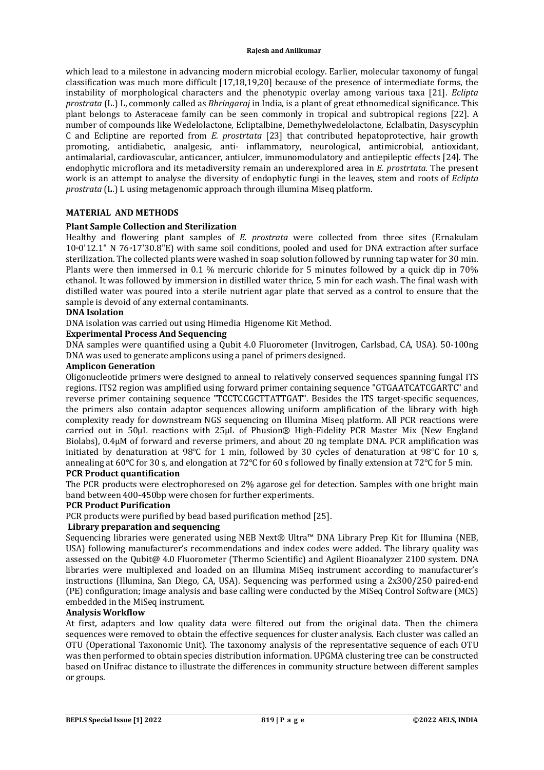which lead to a milestone in advancing modern microbial ecology. Earlier, molecular taxonomy of fungal classification was much more difficult [17,18,19,20] because of the presence of intermediate forms, the instability of morphological characters and the phenotypic overlay among various taxa [21]. *Eclipta prostrata* (L.) L, commonly called as *Bhringaraj* in India, is a plant of great ethnomedical significance. This plant belongs to Asteraceae family can be seen commonly in tropical and subtropical regions [22]. A number of compounds like Wedelolactone, Ecliptalbine, Demethylwedelolactone, Eclalbatin, Dasyscyphin C and Ecliptine are reported from *E. prostrtata* [23] that contributed hepatoprotective, hair growth promoting, antidiabetic, analgesic, anti- inflammatory, neurological, antimicrobial, antioxidant, antimalarial, cardiovascular, anticancer, antiulcer, immunomodulatory and antiepileptic effects [24]. The endophytic microflora and its metadiversity remain an underexplored area in *E. prostrtata*. The present work is an attempt to analyse the diversity of endophytic fungi in the leaves, stem and roots of *Eclipta prostrata* (L.) L using metagenomic approach through illumina Miseq platform.

## MATERIAL AND METHODS

### Plant Sample Collection and Sterilization

Healthy and flowering plant samples of *E. prostrata* were collected from three sites (Ernakulam 10◦0'12.1" N 76◦17'30.8"E) with same soil conditions, pooled and used for DNA extraction after surface sterilization. The collected plants were washed in soap solution followed by running tap water for 30 min. Plants were then immersed in 0.1 % mercuric chloride for 5 minutes followed by a quick dip in 70% ethanol. It was followed by immersion in distilled water thrice, 5 min for each wash. The final wash with distilled water was poured into a sterile nutrient agar plate that served as a control to ensure that the sample is devoid of any external contaminants.

### DNA Isolation

DNA isolation was carried out using Himedia Higenome Kit Method.

### Experimental Process And Sequencing

DNA samples were quantified using a Qubit 4.0 Fluorometer (Invitrogen, Carlsbad, CA, USA). 50-100ng DNA was used to generate amplicons using a panel of primers designed.

### Amplicon Generation

Oligonucleotide primers were designed to anneal to relatively conserved sequences spanning fungal ITS regions. ITS2 region was amplified using forward primer containing sequence "GTGAATCATCGARTC" and reverse primer containing sequence "TCCTCCGCTTATTGAT". Besides the ITS target-specific sequences, the primers also contain adaptor sequences allowing uniform amplification of the library with high complexity ready for downstream NGS sequencing on Illumina Miseq platform. All PCR reactions were carried out in 50µL reactions with 25µL of Phusion® High-Fidelity PCR Master Mix (New England Biolabs), 0.4µM of forward and reverse primers, and about 20 ng template DNA. PCR amplification was initiated by denaturation at 98°C for 1 min, followed by 30 cycles of denaturation at 98°C for 10 s, annealing at 60°C for 30 s, and elongation at 72°C for 60 s followed by finally extension at 72°C for 5 min.

### PCR Product quantification

The PCR products were electrophoresed on 2% agarose gel for detection. Samples with one bright main band between 400-450bp were chosen for further experiments.

### PCR Product Purification

PCR products were purified by bead based purification method [25].

### Library preparation and sequencing

Sequencing libraries were generated using NEB Next® Ultra™ DNA Library Prep Kit for Illumina (NEB, USA) following manufacturer's recommendations and index codes were added. The library quality was assessed on the Qubit@ 4.0 Fluorometer (Thermo Scientific) and Agilent Bioanalyzer 2100 system. DNA libraries were multiplexed and loaded on an Illumina MiSeq instrument according to manufacturer's instructions (Illumina, San Diego, CA, USA). Sequencing was performed using a 2x300/250 paired-end (PE) configuration; image analysis and base calling were conducted by the MiSeq Control Software (MCS) embedded in the MiSeq instrument.

### Analysis Workflow

At first, adapters and low quality data were filtered out from the original data. Then the chimera sequences were removed to obtain the effective sequences for cluster analysis. Each cluster was called an OTU (Operational Taxonomic Unit). The taxonomy analysis of the representative sequence of each OTU was then performed to obtain species distribution information. UPGMA clustering tree can be constructed based on Unifrac distance to illustrate the differences in community structure between different samples or groups.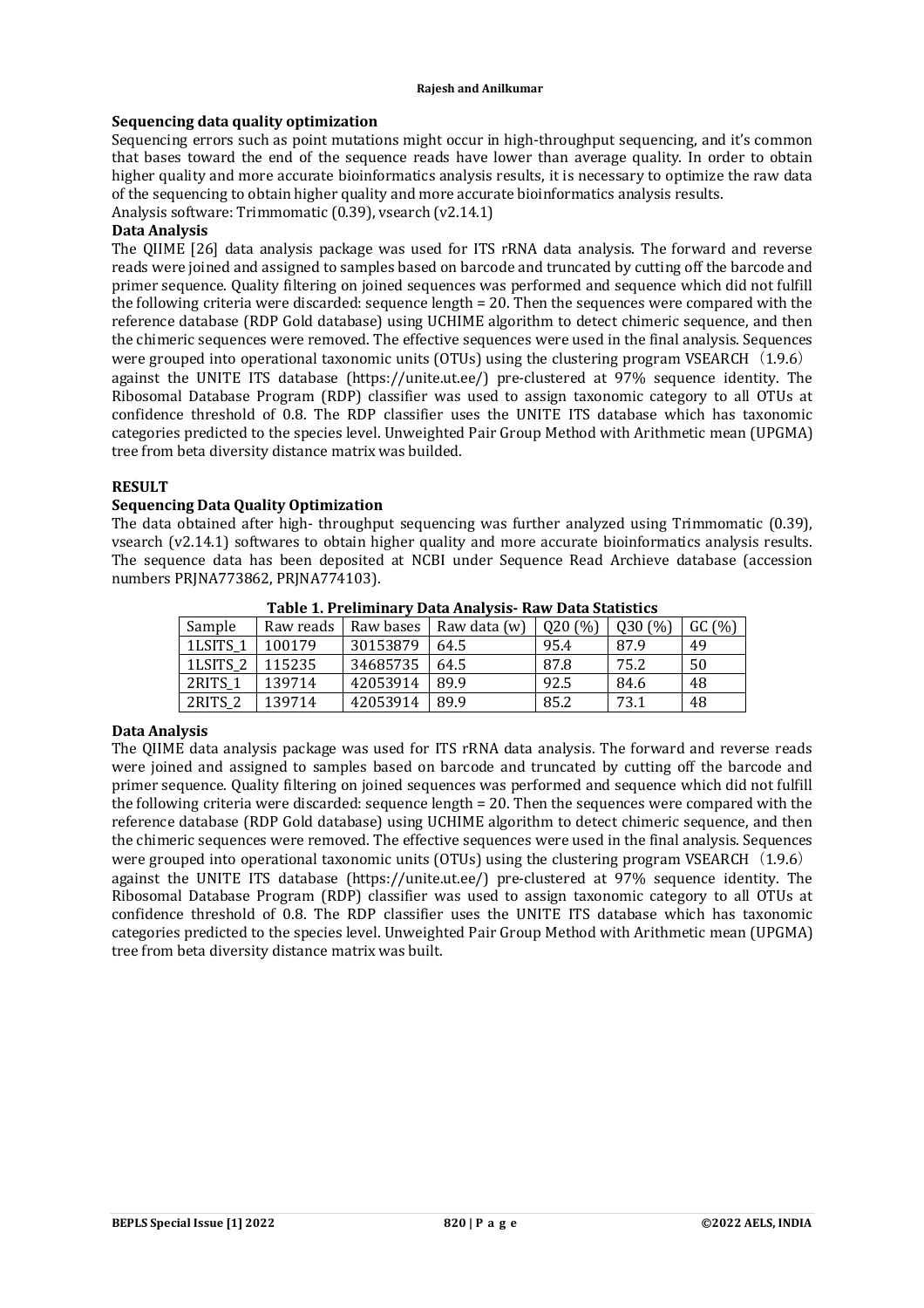### Sequencing data quality optimization

Sequencing errors such as point mutations might occur in high-throughput sequencing, and it's common that bases toward the end of the sequence reads have lower than average quality. In order to obtain higher quality and more accurate bioinformatics analysis results, it is necessary to optimize the raw data of the sequencing to obtain higher quality and more accurate bioinformatics analysis results.

Analysis software: Trimmomatic (0.39), vsearch (v2.14.1)

### Data Analysis

The QIIME [26] data analysis package was used for ITS rRNA data analysis. The forward and reverse reads were joined and assigned to samples based on barcode and truncated by cutting off the barcode and primer sequence. Quality filtering on joined sequences was performed and sequence which did not fulfill the following criteria were discarded: sequence length = 20. Then the sequences were compared with the reference database (RDP Gold database) using UCHIME algorithm to detect chimeric sequence, and then the chimeric sequences were removed. The effective sequences were used in the final analysis. Sequences were grouped into operational taxonomic units (OTUs) using the clustering program VSEARCH（1.9.6）against the UNITE ITS database (https://unite.ut.ee/) pre-clustered at 97% sequence identity. The Ribosomal Database Program (RDP) classifier was used to assign taxonomic category to all OTUs at confidence threshold of 0.8. The RDP classifier uses the UNITE ITS database which has taxonomic categories predicted to the species level. Unweighted Pair Group Method with Arithmetic mean (UPGMA) tree from beta diversity distance matrix was builded.

## RESULT

### Sequencing Data Quality Optimization

The data obtained after high- throughput sequencing was further analyzed using Trimmomatic (0.39), vsearch (v2.14.1) softwares to obtain higher quality and more accurate bioinformatics analysis results. The sequence data has been deposited at NCBI under Sequence Read Archieve database (accession numbers PRJNA773862, PRJNA774103).

**Table 1. Preliminary Data Analysis- Raw Data Statistics**

| Sample | Raw reads | Raw bases | Raw data (w) | Q20 (%) | Q30 (%) | GC (%) |
|---|---|---|---|---|---|---|
| 1LSITS_1 | 100179 | 30153879 | 64.5 | 95.4 | 87.9 | 49 |
| 1LSITS_2 | 115235 | 34685735 | 64.5 | 87.8 | 75.2 | 50 |
| 2RITS_1 | 139714 | 42053914 | 89.9 | 92.5 | 84.6 | 48 |
| 2RITS_2 | 139714 | 42053914 | 89.9 | 85.2 | 73.1 | 48 |

### Data Analysis

The QIIME data analysis package was used for ITS rRNA data analysis. The forward and reverse reads were joined and assigned to samples based on barcode and truncated by cutting off the barcode and primer sequence. Quality filtering on joined sequences was performed and sequence which did not fulfill the following criteria were discarded: sequence length = 20. Then the sequences were compared with the reference database (RDP Gold database) using UCHIME algorithm to detect chimeric sequence, and then the chimeric sequences were removed. The effective sequences were used in the final analysis. Sequences were grouped into operational taxonomic units (OTUs) using the clustering program VSEARCH（1.9.6）against the UNITE ITS database (https://unite.ut.ee/) pre-clustered at 97% sequence identity. The Ribosomal Database Program (RDP) classifier was used to assign taxonomic category to all OTUs at confidence threshold of 0.8. The RDP classifier uses the UNITE ITS database which has taxonomic categories predicted to the species level. Unweighted Pair Group Method with Arithmetic mean (UPGMA) tree from beta diversity distance matrix was built.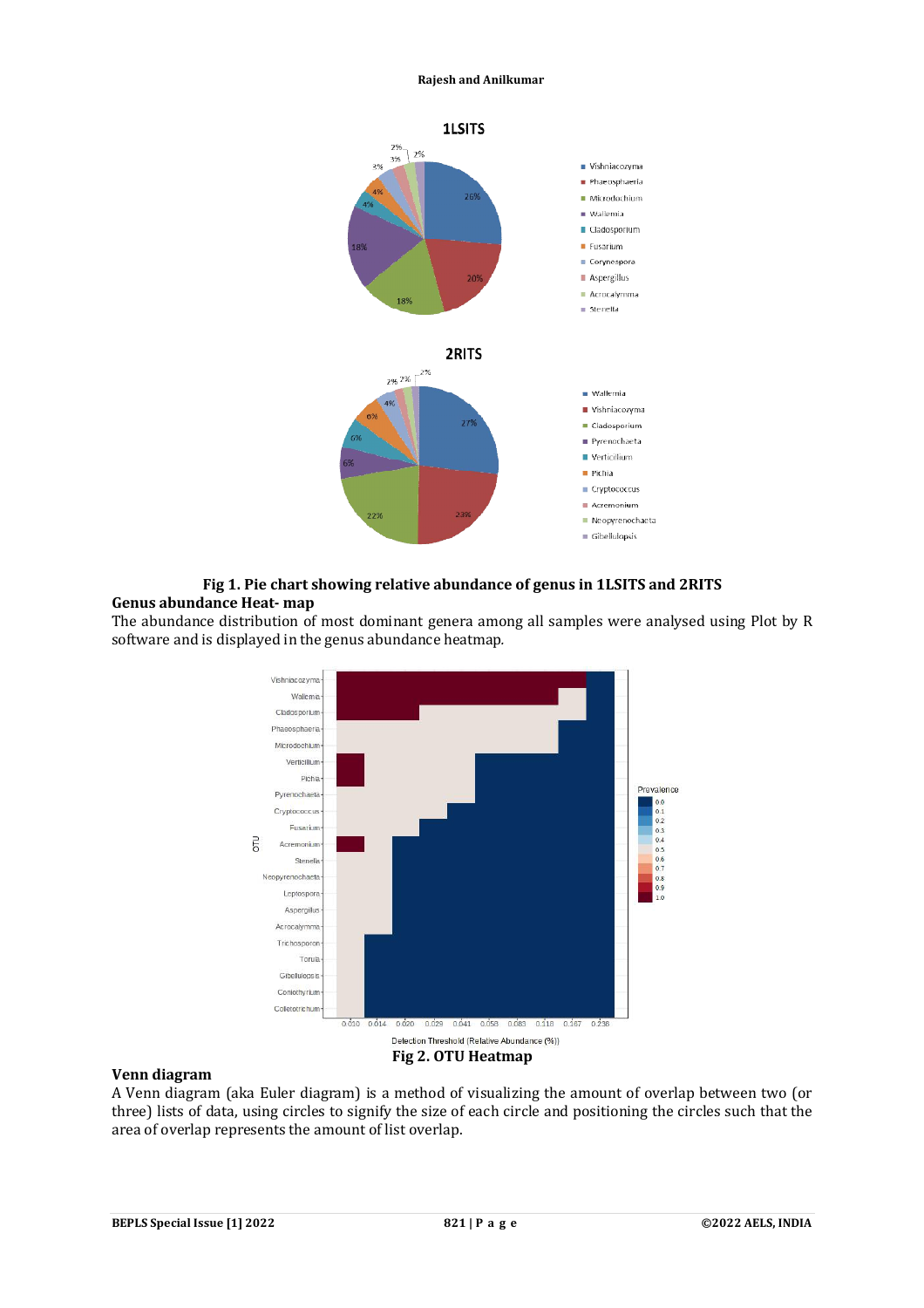**Fig 1. Pie chart showing relative abundance of genus in 1LSITS and 2RITS**

## Genus abundance Heat- map

The abundance distribution of most dominant genera among all samples were analysed using Plot by R software and is displayed in the genus abundance heatmap.

**Fig 2. OTU Heatmap**

## Venn diagram

A Venn diagram (aka Euler diagram) is a method of visualizing the amount of overlap between two (or three) lists of data, using circles to signify the size of each circle and positioning the circles such that the area of overlap represents the amount of list overlap.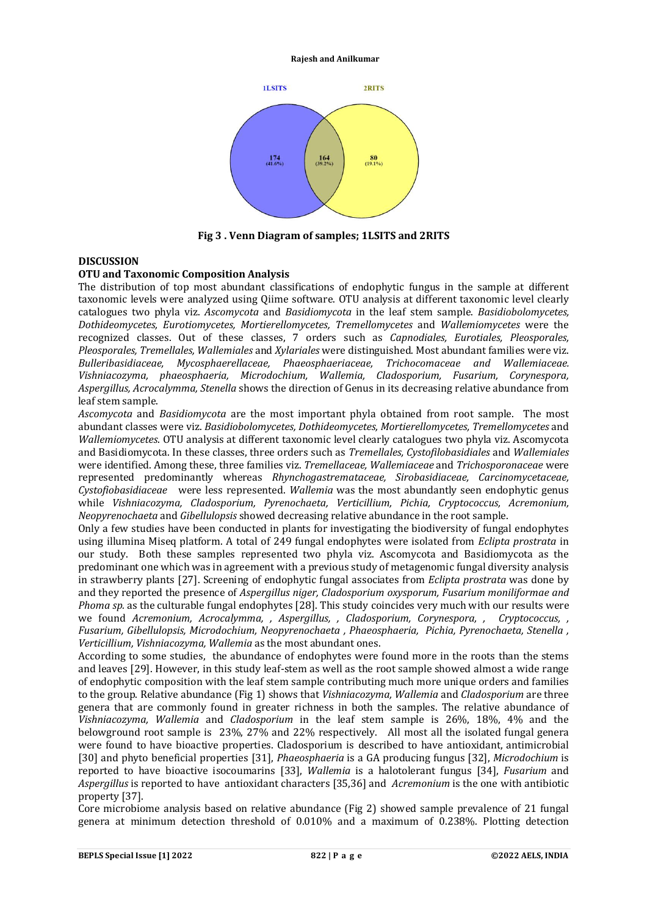1LSITS 2RITS

174 (41.6%) 164 (39.2%) 80 (19.1%)

**Fig 3 . Venn Diagram of samples; 1LSITS and 2RITS**

## DISCUSSION

### OTU and Taxonomic Composition Analysis

The distribution of top most abundant classifications of endophytic fungus in the sample at different taxonomic levels were analyzed using Qiime software. OTU analysis at different taxonomic level clearly catalogues two phyla viz. *Ascomycota* and *Basidiomycota* in the leaf stem sample. *Basidiobolomycetes, Dothideomycetes, Eurotiomycetes, Mortierellomycetes, Tremellomycetes* and *Wallemiomycetes* were the recognized classes. Out of these classes, 7 orders such as *Capnodiales, Eurotiales, Pleosporales, Pleosporales, Tremellales, Wallemiales* and *Xylariales* were distinguished. Most abundant families were viz. *Bulleribasidiaceae, Mycosphaerellaceae, Phaeosphaeriaceae, Trichocomaceae and Wallemiaceae. Vishniacozyma, phaeosphaeria, Microdochium, Wallemia, Cladosporium, Fusarium, Corynespora, Aspergillus, Acrocalymma, Stenella* shows the direction of Genus in its decreasing relative abundance from leaf stem sample.

*Ascomycota* and *Basidiomycota* are the most important phyla obtained from root sample. The most abundant classes were viz. *Basidiobolomycetes, Dothideomycetes, Mortierellomycetes, Tremellomycetes* and *Wallemiomycetes*. OTU analysis at different taxonomic level clearly catalogues two phyla viz. Ascomycota and Basidiomycota. In these classes, three orders such as *Tremellales, Cystofilobasidiales* and *Wallemiales* were identified. Among these, three families viz. *Tremellaceae, Wallemiaceae* and *Trichosporonaceae* were represented predominantly whereas *Rhynchogastremataceae, Sirobasidiaceae, Carcinomycetaceae, Cystofiobasidiaceae* were less represented. *Wallemia* was the most abundantly seen endophytic genus while *Vishniacozyma, Cladosporium, Pyrenochaeta, Verticillium, Pichia, Cryptococcus, Acremonium, Neopyrenochaeta* and *Gibellulopsis* showed decreasing relative abundance in the root sample.

Only a few studies have been conducted in plants for investigating the biodiversity of fungal endophytes using illumina Miseq platform. A total of 249 fungal endophytes were isolated from *Eclipta prostrata* in our study. Both these samples represented two phyla viz. Ascomycota and Basidiomycota as the predominant one which was in agreement with a previous study of metagenomic fungal diversity analysis in strawberry plants [27]. Screening of endophytic fungal associates from *Eclipta prostrata* was done by and they reported the presence of *Aspergillus niger, Cladosporium oxysporum, Fusarium moniliformae and Phoma sp.* as the culturable fungal endophytes [28]. This study coincides very much with our results were we found *Acremonium, Acrocalymma, , Aspergillus, , Cladosporium, Corynespora, , Cryptococcus, , Fusarium, Gibellulopsis, Microdochium, Neopyrenochaeta , Phaeosphaeria, Pichia, Pyrenochaeta, Stenella , Verticillium, Vishniacozyma, Wallemia* as the most abundant ones.

According to some studies, the abundance of endophytes were found more in the roots than the stems and leaves [29]. However, in this study leaf-stem as well as the root sample showed almost a wide range of endophytic composition with the leaf stem sample contributing much more unique orders and families to the group. Relative abundance (Fig 1) shows that *Vishniacozyma, Wallemia* and *Cladosporium* are three genera that are commonly found in greater richness in both the samples. The relative abundance of *Vishniacozyma, Wallemia* and *Cladosporium* in the leaf stem sample is 26%, 18%, 4% and the belowground root sample is 23%, 27% and 22% respectively. All most all the isolated fungal genera were found to have bioactive properties. Cladosporium is described to have antioxidant, antimicrobial [30] and phyto beneficial properties [31], *Phaeosphaeria* is a GA producing fungus [32], *Microdochium* is reported to have bioactive isocoumarins [33], *Wallemia* is a halotolerant fungus [34], *Fusarium* and *Aspergillus* is reported to have antioxidant characters [35,36] and *Acremonium* is the one with antibiotic property [37].

Core microbiome analysis based on relative abundance (Fig 2) showed sample prevalence of 21 fungal genera at minimum detection threshold of 0.010% and a maximum of 0.238%. Plotting detection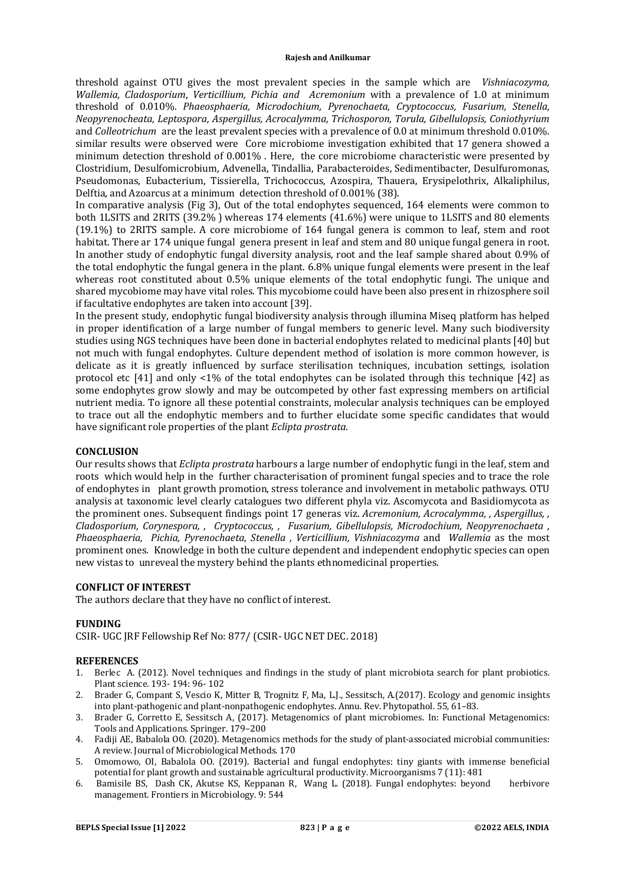threshold against OTU gives the most prevalent species in the sample which are *Vishniacozyma, Wallemia, Cladosporium*, *Verticillium, Pichia and Acremonium* with a prevalence of 1.0 at minimum threshold of 0.010%. *Phaeosphaeria, Microdochium, Pyrenochaeta, Cryptococcus, Fusarium, Stenella, Neopyrenocheata, Leptospora, Aspergillus, Acrocalymma, Trichosporon, Torula, Gibellulopsis, Coniothyrium* and *Colleotrichum* are the least prevalent species with a prevalence of 0.0 at minimum threshold 0.010%. similar results were observed were Core microbiome investigation exhibited that 17 genera showed a minimum detection threshold of 0.001% . Here, the core microbiome characteristic were presented by Clostridium, Desulfomicrobium, Advenella, Tindallia, Parabacteroides, Sedimentibacter, Desulfuromonas, Pseudomonas, Eubacterium, Tissierella, Trichococcus, Azospira, Thauera, Erysipelothrix, Alkaliphilus, Delftia, and Azoarcus at a minimum detection threshold of 0.001% (38).

In comparative analysis (Fig 3), Out of the total endophytes sequenced, 164 elements were common to both 1LSITS and 2RITS (39.2% ) whereas 174 elements (41.6%) were unique to 1LSITS and 80 elements (19.1%) to 2RITS sample. A core microbiome of 164 fungal genera is common to leaf, stem and root habitat. There ar 174 unique fungal genera present in leaf and stem and 80 unique fungal genera in root. In another study of endophytic fungal diversity analysis, root and the leaf sample shared about 0.9% of the total endophytic the fungal genera in the plant. 6.8% unique fungal elements were present in the leaf whereas root constituted about 0.5% unique elements of the total endophytic fungi. The unique and shared mycobiome may have vital roles. This mycobiome could have been also present in rhizosphere soil if facultative endophytes are taken into account [39].

In the present study, endophytic fungal biodiversity analysis through illumina Miseq platform has helped in proper identification of a large number of fungal members to generic level. Many such biodiversity studies using NGS techniques have been done in bacterial endophytes related to medicinal plants [40] but not much with fungal endophytes. Culture dependent method of isolation is more common however, is delicate as it is greatly influenced by surface sterilisation techniques, incubation settings, isolation protocol etc [41] and only <1% of the total endophytes can be isolated through this technique [42] as some endophytes grow slowly and may be outcompeted by other fast expressing members on artificial nutrient media. To ignore all these potential constraints, molecular analysis techniques can be employed to trace out all the endophytic members and to further elucidate some specific candidates that would have significant role properties of the plant *Eclipta prostrata.*

## CONCLUSION

Our results shows that *Eclipta prostrata* harbours a large number of endophytic fungi in the leaf, stem and roots which would help in the further characterisation of prominent fungal species and to trace the role of endophytes in plant growth promotion, stress tolerance and involvement in metabolic pathways. OTU analysis at taxonomic level clearly catalogues two different phyla viz. Ascomycota and Basidiomycota as the prominent ones. Subsequent findings point 17 generas viz. *Acremonium, Acrocalymma, , Aspergillus, , Cladosporium, Corynespora, , Cryptococcus, , Fusarium, Gibellulopsis, Microdochium, Neopyrenochaeta , Phaeosphaeria, Pichia, Pyrenochaeta, Stenella , Verticillium, Vishniacozyma* and *Wallemia* as the most prominent ones. Knowledge in both the culture dependent and independent endophytic species can open new vistas to unreveal the mystery behind the plants ethnomedicinal properties.

## CONFLICT OF INTEREST

The authors declare that they have no conflict of interest.

## FUNDING

CSIR- UGC JRF Fellowship Ref No: 877/ (CSIR- UGC NET DEC. 2018)

## REFERENCES

1. Berlec A. (2012). Novel techniques and findings in the study of plant microbiota search for plant probiotics. Plant science. 193- 194: 96- 102
2. Brader G, Compant S, Vescio K, Mitter B, Trognitz F, Ma, L.J., Sessitsch, A.(2017). Ecology and genomic insights into plant-pathogenic and plant-nonpathogenic endophytes. Annu. Rev. Phytopathol. 55, 61–83.
3. Brader G, Corretto E, Sessitsch A, (2017). Metagenomics of plant microbiomes. In: Functional Metagenomics: Tools and Applications. Springer. 179–200
4. Fadiji AE, Babalola OO. (2020). Metagenomics methods for the study of plant-associated microbial communities: A review. Journal of Microbiological Methods. 170
5. Omomowo, OI, Babalola OO. (2019). Bacterial and fungal endophytes: tiny giants with immense beneficial potential for plant growth and sustainable agricultural productivity. Microorganisms 7 (11): 481
6. Bamisile BS, Dash CK, Akutse KS, Keppanan R, Wang L. (2018). Fungal endophytes: beyond herbivore management. Frontiers in Microbiology. 9: 544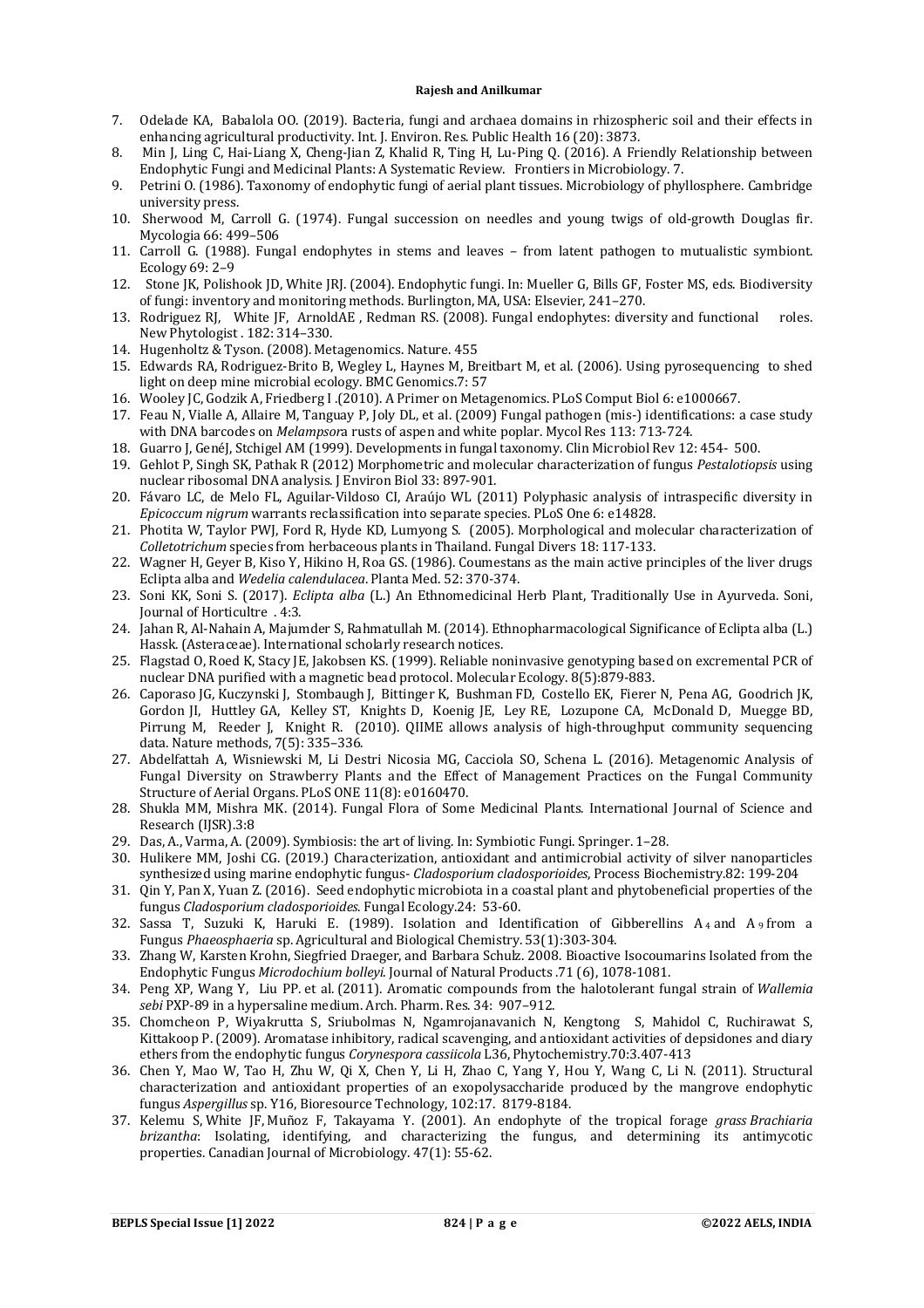7. Odelade KA, Babalola OO. (2019). Bacteria, fungi and archaea domains in rhizospheric soil and their effects in enhancing agricultural productivity. Int. J. Environ. Res. Public Health 16 (20): 3873.
8. Min J, Ling C, Hai-Liang X, Cheng-Jian Z, Khalid R, Ting H, Lu-Ping Q. (2016). A Friendly Relationship between Endophytic Fungi and Medicinal Plants: A Systematic Review. Frontiers in Microbiology. 7.
9. Petrini O. (1986). Taxonomy of endophytic fungi of aerial plant tissues. Microbiology of phyllosphere. Cambridge university press.
10. Sherwood M, Carroll G. (1974). Fungal succession on needles and young twigs of old-growth Douglas fir. Mycologia 66: 499–506
11. Carroll G. (1988). Fungal endophytes in stems and leaves – from latent pathogen to mutualistic symbiont. Ecology 69: 2–9
12. Stone JK, Polishook JD, White JRJ. (2004). Endophytic fungi. In: Mueller G, Bills GF, Foster MS, eds. Biodiversity of fungi: inventory and monitoring methods. Burlington, MA, USA: Elsevier, 241–270.
13. Rodriguez RJ, White JF, ArnoldAE , Redman RS. (2008). Fungal endophytes: diversity and functional roles. New Phytologist . 182: 314–330.
14. Hugenholtz & Tyson. (2008). Metagenomics. Nature. 455
15. Edwards RA, Rodriguez-Brito B, Wegley L, Haynes M, Breitbart M, et al. (2006). Using pyrosequencing to shed light on deep mine microbial ecology. BMC Genomics.7: 57
16. Wooley JC, Godzik A, Friedberg I .(2010). A Primer on Metagenomics. PLoS Comput Biol 6: e1000667.
17. Feau N, Vialle A, Allaire M, Tanguay P, Joly DL, et al. (2009) Fungal pathogen (mis-) identifications: a case study with DNA barcodes on *Melampsor*a rusts of aspen and white poplar. Mycol Res 113: 713-724.
18. Guarro J, GenéJ, Stchigel AM (1999). Developments in fungal taxonomy. Clin Microbiol Rev 12: 454- 500.
19. Gehlot P, Singh SK, Pathak R (2012) Morphometric and molecular characterization of fungus *Pestalotiopsis* using nuclear ribosomal DNA analysis. J Environ Biol 33: 897-901.
20. Fávaro LC, de Melo FL, Aguilar-Vildoso CI, Araújo WL (2011) Polyphasic analysis of intraspecific diversity in *Epicoccum nigrum* warrants reclassification into separate species. PLoS One 6: e14828.
21. Photita W, Taylor PWJ, Ford R, Hyde KD, Lumyong S. (2005). Morphological and molecular characterization of *Colletotrichum* species from herbaceous plants in Thailand. Fungal Divers 18: 117-133.
22. Wagner H, Geyer B, Kiso Y, Hikino H, Roa GS. (1986). Coumestans as the main active principles of the liver drugs Eclipta alba and *Wedelia calendulacea*. Planta Med. 52: 370-374.
23. Soni KK, Soni S. (2017). *Eclipta alba* (L.) An Ethnomedicinal Herb Plant, Traditionally Use in Ayurveda. Soni, Journal of Horticultre . 4:3.
24. Jahan R, Al-Nahain A, Majumder S, Rahmatullah M. (2014). Ethnopharmacological Significance of Eclipta alba (L.) Hassk. (Asteraceae). International scholarly research notices.
25. Flagstad O, Roed K, Stacy JE, Jakobsen KS. (1999). Reliable noninvasive genotyping based on excremental PCR of nuclear DNA purified with a magnetic bead protocol. Molecular Ecology. 8(5):879-883.
26. Caporaso JG, Kuczynski J, Stombaugh J, Bittinger K, Bushman FD, Costello EK, Fierer N, Pena AG, Goodrich JK, Gordon JI, Huttley GA, Kelley ST, Knights D, Koenig JE, Ley RE, Lozupone CA, McDonald D, Muegge BD, Pirrung M, Reeder J, Knight R. (2010). QIIME allows analysis of high-throughput community sequencing data. Nature methods, 7(5): 335–336.
27. Abdelfattah A, Wisniewski M, Li Destri Nicosia MG, Cacciola SO, Schena L. (2016). Metagenomic Analysis of Fungal Diversity on Strawberry Plants and the Effect of Management Practices on the Fungal Community Structure of Aerial Organs. PLoS ONE 11(8): e0160470.
28. Shukla MM, Mishra MK. (2014). Fungal Flora of Some Medicinal Plants. International Journal of Science and Research (IJSR).3:8
29. Das, A., Varma, A. (2009). Symbiosis: the art of living. In: Symbiotic Fungi. Springer. 1–28.
30. Hulikere MM, Joshi CG. (2019.) Characterization, antioxidant and antimicrobial activity of silver nanoparticles synthesized using marine endophytic fungus- *Cladosporium cladosporioides*, Process Biochemistry.82: 199-204
31. Qin Y, Pan X, Yuan Z. (2016). Seed endophytic microbiota in a coastal plant and phytobeneficial properties of the fungus *Cladosporium cladosporioides*. Fungal Ecology.24: 53-60.
32. Sassa T, Suzuki K, Haruki E. (1989). Isolation and Identification of Gibberellins $A_4$ and $A_9$ from a Fungus *Phaeosphaeria* sp. Agricultural and Biological Chemistry. 53(1):303-304.
33. Zhang W, Karsten Krohn, Siegfried Draeger, and Barbara Schulz. 2008. Bioactive Isocoumarins Isolated from the Endophytic Fungus *Microdochium bolleyi*. Journal of Natural Products .71 (6), 1078-1081.
34. Peng XP, Wang Y, Liu PP. et al. (2011). Aromatic compounds from the halotolerant fungal strain of *Wallemia sebi* PXP-89 in a hypersaline medium. Arch. Pharm. Res. 34: 907–912.
35. Chomcheon P, Wiyakrutta S, Sriubolmas N, Ngamrojanavanich N, Kengtong S, Mahidol C, Ruchirawat S, Kittakoop P. (2009). Aromatase inhibitory, radical scavenging, and antioxidant activities of depsidones and diary ethers from the endophytic fungus *Corynespora cassiicola* L36, Phytochemistry.70:3.407-413
36. Chen Y, Mao W, Tao H, Zhu W, Qi X, Chen Y, Li H, Zhao C, Yang Y, Hou Y, Wang C, Li N. (2011). Structural characterization and antioxidant properties of an exopolysaccharide produced by the mangrove endophytic fungus *Aspergillus* sp. Y16, Bioresource Technology, 102:17. 8179-8184.
37. Kelemu S, White JF, Muñoz F, Takayama Y. (2001). An endophyte of the tropical forage *grass Brachiaria brizantha*: Isolating, identifying, and characterizing the fungus, and determining its antimycotic properties. Canadian Journal of Microbiology. 47(1): 55-62.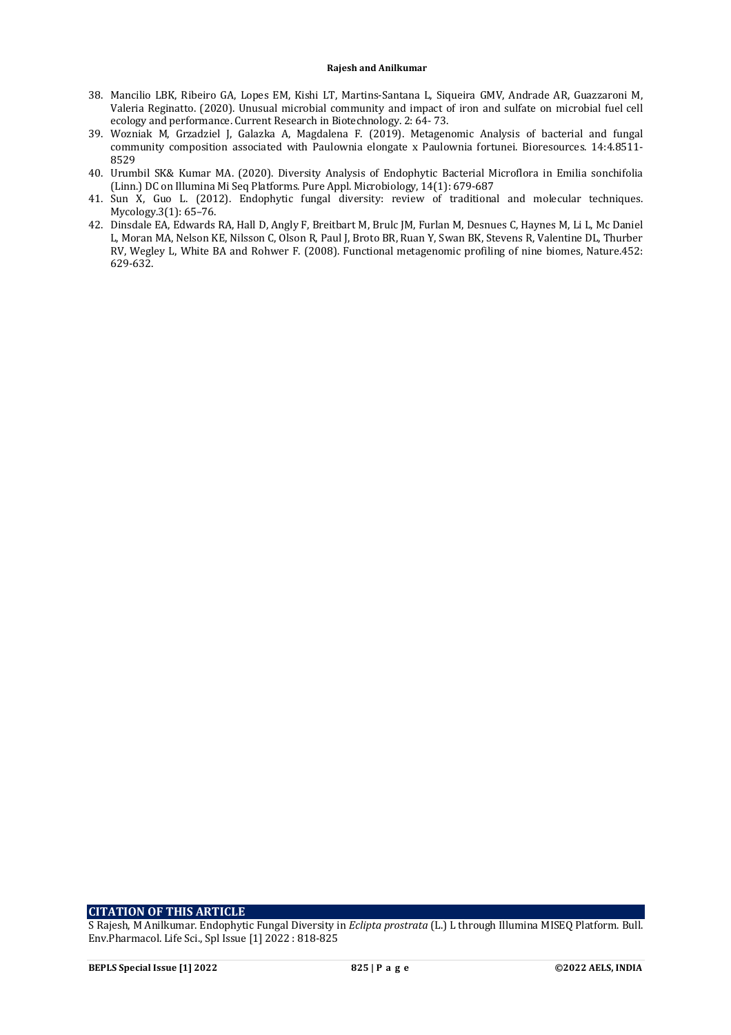38. Mancilio LBK, Ribeiro GA, Lopes EM, Kishi LT, Martins-Santana L, Siqueira GMV, Andrade AR, Guazzaroni M, Valeria Reginatto. (2020). Unusual microbial community and impact of iron and sulfate on microbial fuel cell ecology and performance. Current Research in Biotechnology. 2: 64- 73.
39. Wozniak M, Grzadziel J, Galazka A, Magdalena F. (2019). Metagenomic Analysis of bacterial and fungal community composition associated with Paulownia elongate x Paulownia fortunei. Bioresources. 14:4.8511-8529
40. Urumbil SK& Kumar MA. (2020). Diversity Analysis of Endophytic Bacterial Microflora in Emilia sonchifolia (Linn.) DC on Illumina Mi Seq Platforms. Pure Appl. Microbiology, 14(1): 679-687
41. Sun X, Guo L. (2012). Endophytic fungal diversity: review of traditional and molecular techniques. Mycology.3(1): 65–76.
42. Dinsdale EA, Edwards RA, Hall D, Angly F, Breitbart M, Brulc JM, Furlan M, Desnues C, Haynes M, Li L, Mc Daniel L, Moran MA, Nelson KE, Nilsson C, Olson R, Paul J, Broto BR, Ruan Y, Swan BK, Stevens R, Valentine DL, Thurber RV, Wegley L, White BA and Rohwer F. (2008). Functional metagenomic profiling of nine biomes, Nature.452: 629-632.

**CITATION OF THIS ARTICLE**

S Rajesh, M Anilkumar. Endophytic Fungal Diversity in *Eclipta prostrata* (L.) L through Illumina MISEQ Platform. Bull. Env.Pharmacol. Life Sci., Spl Issue [1] 2022 : 818-825